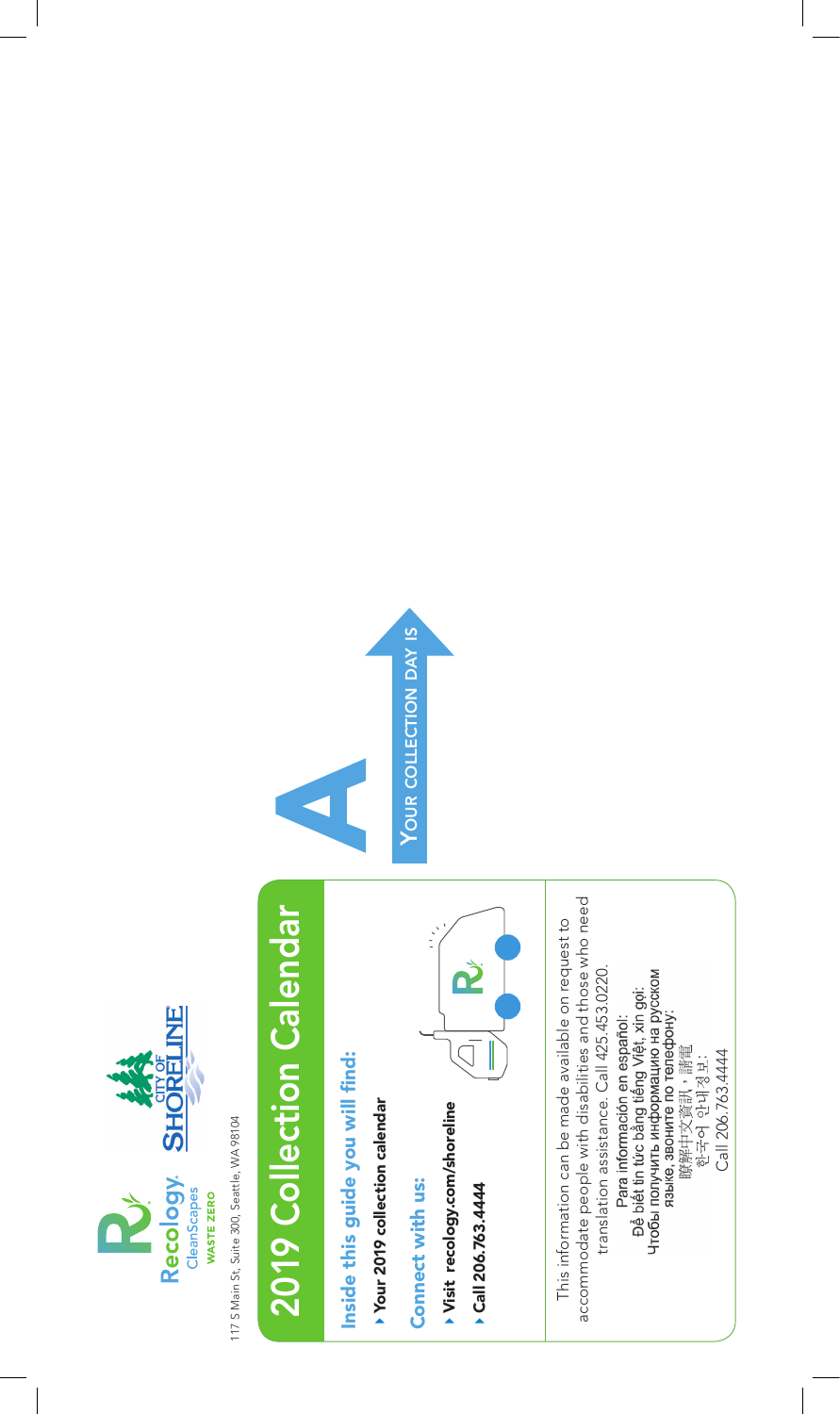Recology. CleanScapes WASTE ZERO

CITY OF SHORELINE

117 S Main St, Suite 300, Seattle, WA 98104

# 2019 Collection Calendar

## Inside this guide you will find:

- **Your 2019 collection calendar**

## Connect with us:

- **Visit recology.com/shoreline**
- **Call 206.763.4444**

This information can be made available on request to accommodate people with disabilities and those who need translation assistance. Call 425.453.0220.

Para información en español:
Để biết tin tức bằng tiếng Việt, xin gọi:
Чтобы получить информацию на русском языке, звоните по телефону:
瞭解中文資訊，請電
한국어 안내정보:
Call 206.763.4444

**A**

YOUR COLLECTION DAY IS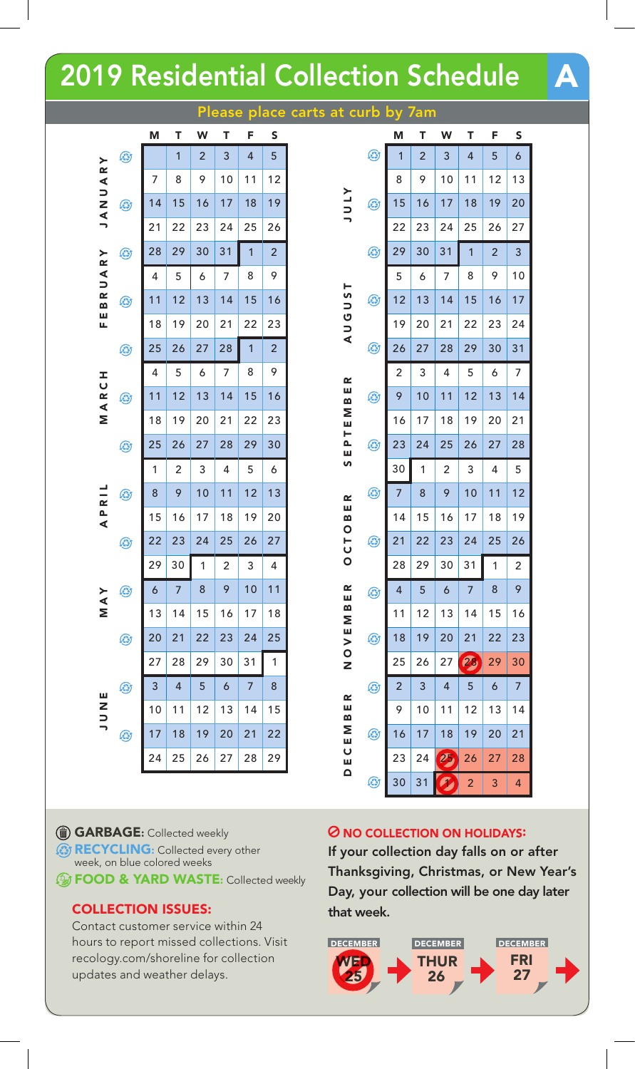# 2019 Residential Collection Schedule A

Please place carts at curb by 7am

| Month | Recycling | M | T | W | T | F | S |
|---|---|---|---|---|---|---|---|
| JANUARY | ♻ | | 1 | 2 | 3 | 4 | 5 |
| | | 7 | 8 | 9 | 10 | 11 | 12 |
| | ♻ | 14 | 15 | 16 | 17 | 18 | 19 |
| | | 21 | 22 | 23 | 24 | 25 | 26 |
| FEBRUARY | ♻ | 28 | 29 | 30 | 31 | 1 | 2 |
| | | 4 | 5 | 6 | 7 | 8 | 9 |
| | ♻ | 11 | 12 | 13 | 14 | 15 | 16 |
| | | 18 | 19 | 20 | 21 | 22 | 23 |
| | ♻ | 25 | 26 | 27 | 28 | 1 | 2 |
| MARCH | | 4 | 5 | 6 | 7 | 8 | 9 |
| | ♻ | 11 | 12 | 13 | 14 | 15 | 16 |
| | | 18 | 19 | 20 | 21 | 22 | 23 |
| | ♻ | 25 | 26 | 27 | 28 | 29 | 30 |
| APRIL | | 1 | 2 | 3 | 4 | 5 | 6 |
| | ♻ | 8 | 9 | 10 | 11 | 12 | 13 |
| | | 15 | 16 | 17 | 18 | 19 | 20 |
| | ♻ | 22 | 23 | 24 | 25 | 26 | 27 |
| | | 29 | 30 | 1 | 2 | 3 | 4 |
| MAY | ♻ | 6 | 7 | 8 | 9 | 10 | 11 |
| | | 13 | 14 | 15 | 16 | 17 | 18 |
| | ♻ | 20 | 21 | 22 | 23 | 24 | 25 |
| | | 27 | 28 | 29 | 30 | 31 | 1 |
| JUNE | ♻ | 3 | 4 | 5 | 6 | 7 | 8 |
| | | 10 | 11 | 12 | 13 | 14 | 15 |
| | ♻ | 17 | 18 | 19 | 20 | 21 | 22 |
| | | 24 | 25 | 26 | 27 | 28 | 29 |

| Month | Recycling | M | T | W | T | F | S |
|---|---|---|---|---|---|---|---|
| JULY | ♻ | 1 | 2 | 3 | 4 | 5 | 6 |
| | | 8 | 9 | 10 | 11 | 12 | 13 |
| | ♻ | 15 | 16 | 17 | 18 | 19 | 20 |
| | | 22 | 23 | 24 | 25 | 26 | 27 |
| AUGUST | ♻ | 29 | 30 | 31 | 1 | 2 | 3 |
| | | 5 | 6 | 7 | 8 | 9 | 10 |
| | ♻ | 12 | 13 | 14 | 15 | 16 | 17 |
| | | 19 | 20 | 21 | 22 | 23 | 24 |
| | ♻ | 26 | 27 | 28 | 29 | 30 | 31 |
| SEPTEMBER | | 2 | 3 | 4 | 5 | 6 | 7 |
| | ♻ | 9 | 10 | 11 | 12 | 13 | 14 |
| | | 16 | 17 | 18 | 19 | 20 | 21 |
| | ♻ | 23 | 24 | 25 | 26 | 27 | 28 |
| | | 30 | 1 | 2 | 3 | 4 | 5 |
| OCTOBER | ♻ | 7 | 8 | 9 | 10 | 11 | 12 |
| | | 14 | 15 | 16 | 17 | 18 | 19 |
| | ♻ | 21 | 22 | 23 | 24 | 25 | 26 |
| | | 28 | 29 | 30 | 31 | 1 | 2 |
| NOVEMBER | ♻ | 4 | 5 | 6 | 7 | 8 | 9 |
| | | 11 | 12 | 13 | 14 | 15 | 16 |
| | ♻ | 18 | 19 | 20 | 21 | 22 | 23 |
| | | 25 | 26 | 27 | 28 ⊘ | 29 | 30 |
| DECEMBER | ♻ | 2 | 3 | 4 | 5 | 6 | 7 |
| | | 9 | 10 | 11 | 12 | 13 | 14 |
| | ♻ | 16 | 17 | 18 | 19 | 20 | 21 |
| | | 23 | 24 | 25 ⊘ | 26 | 27 | 28 |
| | ♻ | 30 | 31 | 1 ⊘ | 2 | 3 | 4 |

**GARBAGE:** Collected weekly

**RECYCLING:** Collected every other week, on blue colored weeks

**FOOD & YARD WASTE:** Collected weekly

### COLLECTION ISSUES:

Contact customer service within 24 hours to report missed collections. Visit recology.com/shoreline for collection updates and weather delays.

### ⊘ NO COLLECTION ON HOLIDAYS:

**If your collection day falls on or after Thanksgiving, Christmas, or New Year's Day, your collection will be one day later that week.**

DECEMBER WED 25 → DECEMBER THUR 26 → DECEMBER FRI 27 →